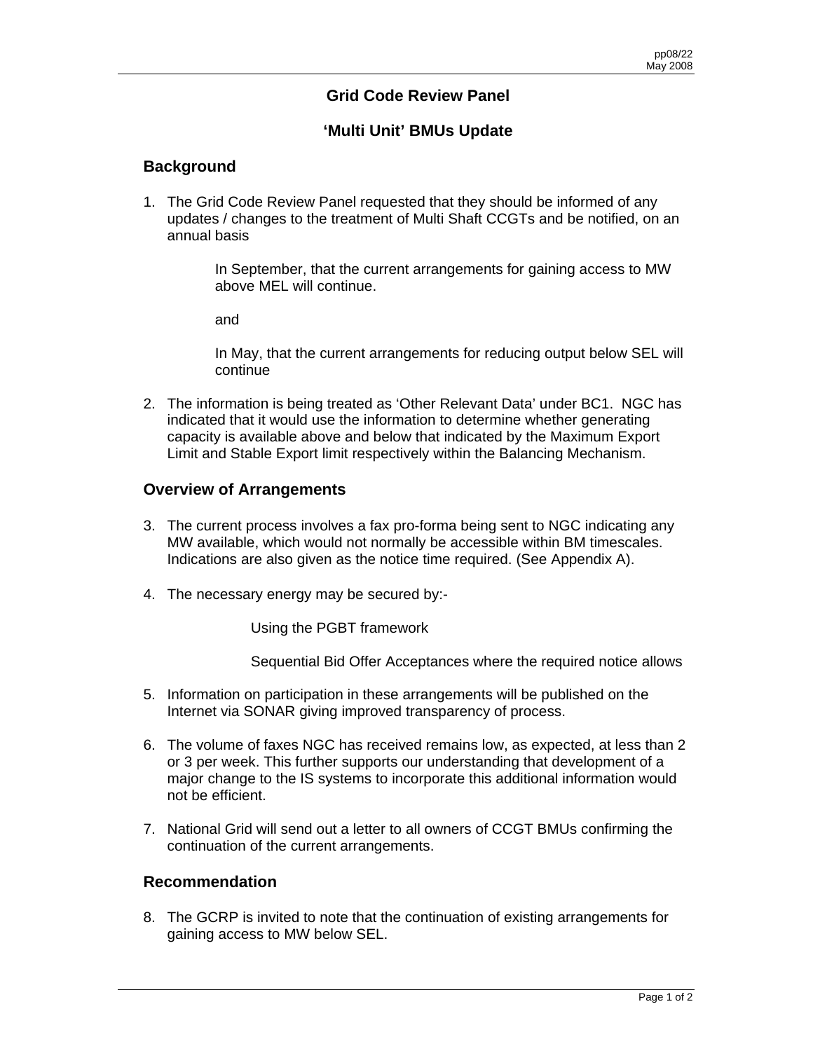# Grid Code Review Panel

## 'Multi Unit' BMUs Update

### Background

1. The Grid Code Review Panel requested that they should be informed of any updates / changes to the treatment of Multi Shaft CCGTs and be notified, on an annual basis

   In September, that the current arrangements for gaining access to MW above MEL will continue.

   and

   In May, that the current arrangements for reducing output below SEL will continue

2. The information is being treated as 'Other Relevant Data' under BC1. NGC has indicated that it would use the information to determine whether generating capacity is available above and below that indicated by the Maximum Export Limit and Stable Export limit respectively within the Balancing Mechanism.

### Overview of Arrangements

3. The current process involves a fax pro-forma being sent to NGC indicating any MW available, which would not normally be accessible within BM timescales. Indications are also given as the notice time required. (See Appendix A).

4. The necessary energy may be secured by:-

   Using the PGBT framework

   Sequential Bid Offer Acceptances where the required notice allows

5. Information on participation in these arrangements will be published on the Internet via SONAR giving improved transparency of process.

6. The volume of faxes NGC has received remains low, as expected, at less than 2 or 3 per week. This further supports our understanding that development of a major change to the IS systems to incorporate this additional information would not be efficient.

7. National Grid will send out a letter to all owners of CCGT BMUs confirming the continuation of the current arrangements.

### Recommendation

8. The GCRP is invited to note that the continuation of existing arrangements for gaining access to MW below SEL.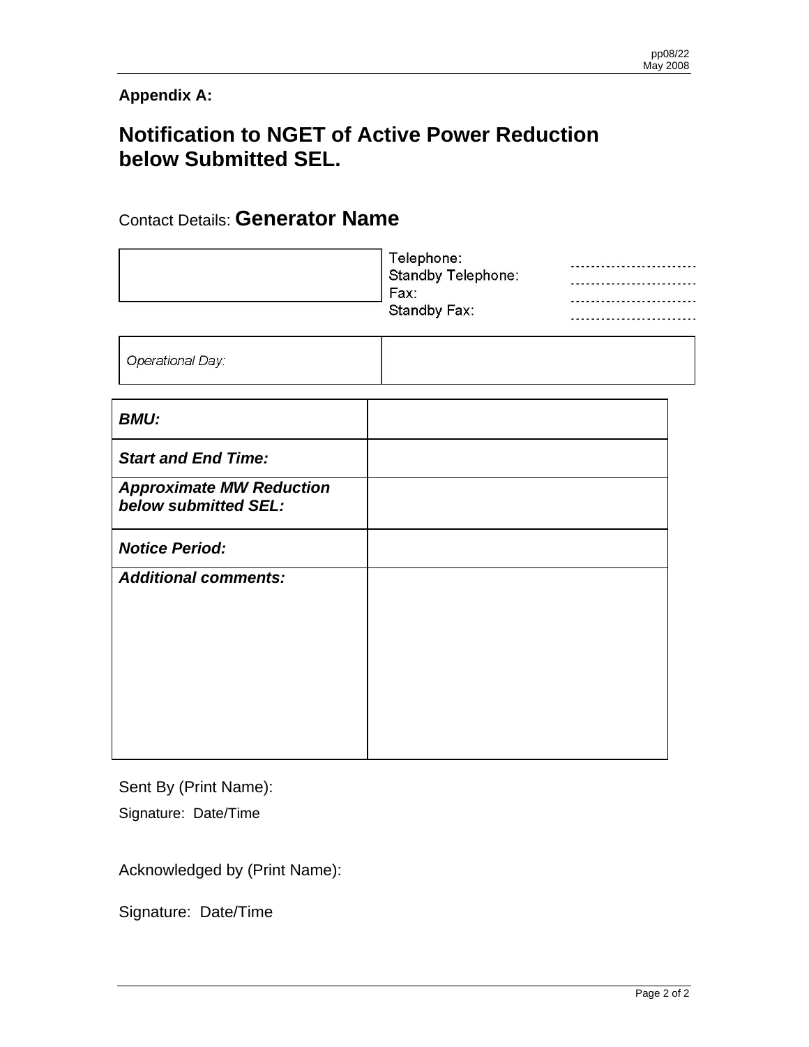**Appendix A:**

# Notification to NGET of Active Power Reduction below Submitted SEL.

Contact Details: **Generator Name**

| | |
|---|---|
| | Telephone: ........................ |
| | Standby Telephone: ........................ |
| | Fax: ........................ |
| | Standby Fax: ........................ |

| | |
|---|---|
| *Operational Day:* | |

| | |
|---|---|
| ***BMU:*** | |
| ***Start and End Time:*** | |
| ***Approximate MW Reduction below submitted SEL:*** | |
| ***Notice Period:*** | |
| ***Additional comments:*** | |

Sent By (Print Name):

Signature: Date/Time

Acknowledged by (Print Name):

Signature: Date/Time